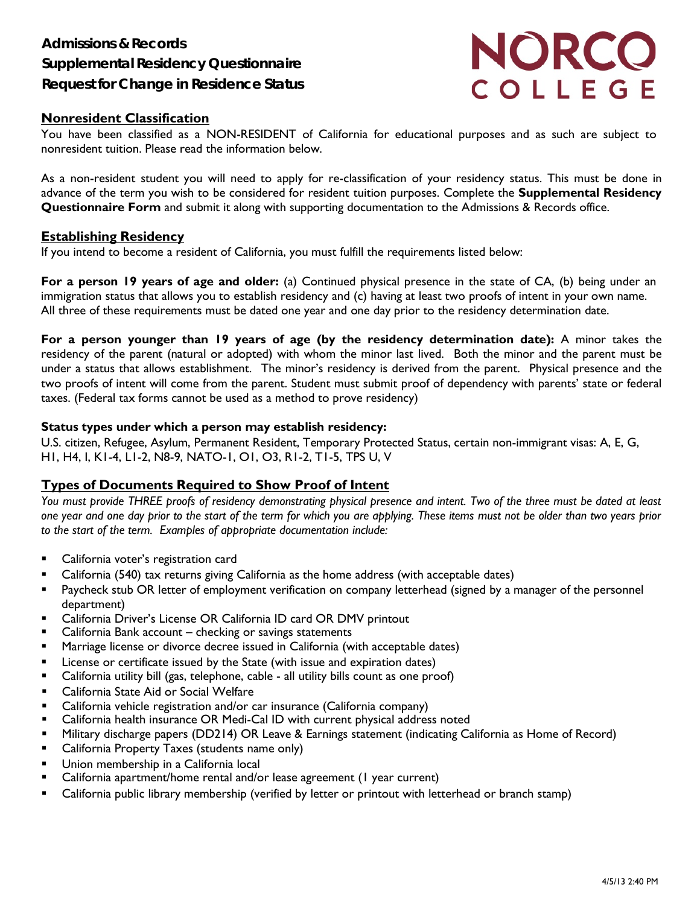# Admissions & Records
# Supplemental Residency Questionnaire
# Request for Change in Residence Status

NORCO COLLEGE

## Nonresident Classification

You have been classified as a NON-RESIDENT of California for educational purposes and as such are subject to nonresident tuition. Please read the information below.

As a non-resident student you will need to apply for re-classification of your residency status. This must be done in advance of the term you wish to be considered for resident tuition purposes. Complete the **Supplemental Residency Questionnaire Form** and submit it along with supporting documentation to the Admissions & Records office.

## Establishing Residency

If you intend to become a resident of California, you must fulfill the requirements listed below:

**For a person 19 years of age and older:** (a) Continued physical presence in the state of CA, (b) being under an immigration status that allows you to establish residency and (c) having at least two proofs of intent in your own name. All three of these requirements must be dated one year and one day prior to the residency determination date.

**For a person younger than 19 years of age (by the residency determination date):** A minor takes the residency of the parent (natural or adopted) with whom the minor last lived. Both the minor and the parent must be under a status that allows establishment. The minor's residency is derived from the parent. Physical presence and the two proofs of intent will come from the parent. Student must submit proof of dependency with parents' state or federal taxes. (Federal tax forms cannot be used as a method to prove residency)

**Status types under which a person may establish residency:**

U.S. citizen, Refugee, Asylum, Permanent Resident, Temporary Protected Status, certain non-immigrant visas: A, E, G, H1, H4, I, K1-4, L1-2, N8-9, NATO-1, O1, O3, R1-2, T1-5, TPS U, V

## Types of Documents Required to Show Proof of Intent

*You must provide THREE proofs of residency demonstrating physical presence and intent. Two of the three must be dated at least one year and one day prior to the start of the term for which you are applying. These items must not be older than two years prior to the start of the term. Examples of appropriate documentation include:*

- California voter's registration card
- California (540) tax returns giving California as the home address (with acceptable dates)
- Paycheck stub OR letter of employment verification on company letterhead (signed by a manager of the personnel department)
- California Driver's License OR California ID card OR DMV printout
- California Bank account – checking or savings statements
- Marriage license or divorce decree issued in California (with acceptable dates)
- License or certificate issued by the State (with issue and expiration dates)
- California utility bill (gas, telephone, cable - all utility bills count as one proof)
- California State Aid or Social Welfare
- California vehicle registration and/or car insurance (California company)
- California health insurance OR Medi-Cal ID with current physical address noted
- Military discharge papers (DD214) OR Leave & Earnings statement (indicating California as Home of Record)
- California Property Taxes (students name only)
- Union membership in a California local
- California apartment/home rental and/or lease agreement (1 year current)
- California public library membership (verified by letter or printout with letterhead or branch stamp)

4/5/13 2:40 PM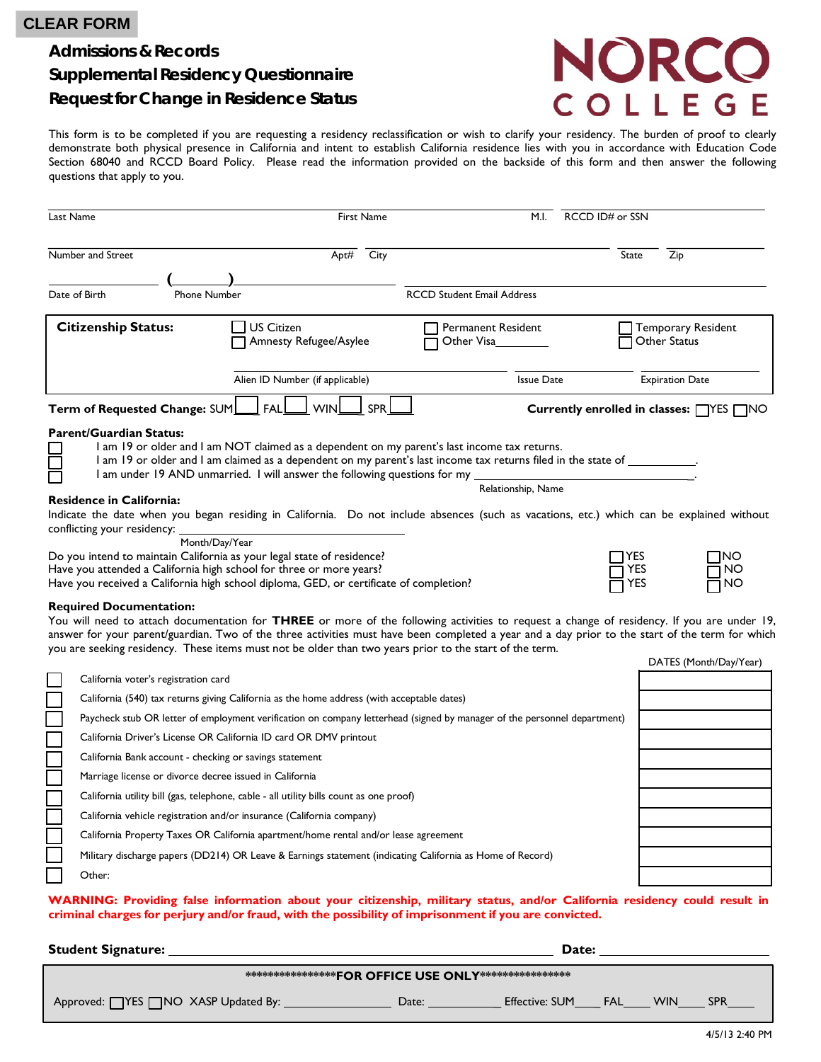CLEAR FORM

# Admissions & Records
## Supplemental Residency Questionnaire
## Request for Change in Residence Status

NORCO COLLEGE

This form is to be completed if you are requesting a residency reclassification or wish to clarify your residency. The burden of proof to clearly demonstrate both physical presence in California and intent to establish California residence lies with you in accordance with Education Code Section 68040 and RCCD Board Policy. Please read the information provided on the backside of this form and then answer the following questions that apply to you.

Last Name ____________ First Name ____________ M.I. ____ RCCD ID# or SSN ____________

Number and Street ____________ Apt# ____ City ____________ State ____ Zip ____

Date of Birth ____________ Phone Number ( ) ____________ RCCD Student Email Address ____________

**Citizenship Status:**

- ☐ US Citizen
- ☐ Amnesty Refugee/Asylee
- ☐ Permanent Resident
- ☐ Other Visa________
- ☐ Temporary Resident
- ☐ Other Status

Alien ID Number (if applicable) ____________ Issue Date ____________ Expiration Date ____________

**Term of Requested Change:** SUM____ FAL____ WIN____ SPR____ **Currently enrolled in classes:** ☐YES ☐NO

**Parent/Guardian Status:**

- ☐ I am 19 or older and I am NOT claimed as a dependent on my parent's last income tax returns.
- ☐ I am 19 or older and I am claimed as a dependent on my parent's last income tax returns filed in the state of ____________.
- ☐ I am under 19 AND unmarried. I will answer the following questions for my ____________________. (Relationship, Name)

**Residence in California:**

Indicate the date when you began residing in California. Do not include absences (such as vacations, etc.) which can be explained without conflicting your residency: ____________________ (Month/Day/Year)

| | | |
|---|---|---|
| Do you intend to maintain California as your legal state of residence? | ☐YES | ☐NO |
| Have you attended a California high school for three or more years? | ☐YES | ☐NO |
| Have you received a California high school diploma, GED, or certificate of completion? | ☐YES | ☐NO |

**Required Documentation:**

You will need to attach documentation for **THREE** or more of the following activities to request a change of residency. If you are under 19, answer for your parent/guardian. Two of the three activities must have been completed a year and a day prior to the start of the term for which you are seeking residency. These items must not be older than two years prior to the start of the term.

| | Activity | DATES (Month/Day/Year) |
|---|---|---|
| ☐ | California voter's registration card | |
| ☐ | California (540) tax returns giving California as the home address (with acceptable dates) | |
| ☐ | Paycheck stub OR letter of employment verification on company letterhead (signed by manager of the personnel department) | |
| ☐ | California Driver's License OR California ID card OR DMV printout | |
| ☐ | California Bank account - checking or savings statement | |
| ☐ | Marriage license or divorce decree issued in California | |
| ☐ | California utility bill (gas, telephone, cable - all utility bills count as one proof) | |
| ☐ | California vehicle registration and/or insurance (California company) | |
| ☐ | California Property Taxes OR California apartment/home rental and/or lease agreement | |
| ☐ | Military discharge papers (DD214) OR Leave & Earnings statement (indicating California as Home of Record) | |
| ☐ | Other: | |

**WARNING: Providing false information about your citizenship, military status, and/or California residency could result in criminal charges for perjury and/or fraud, with the possibility of imprisonment if you are convicted.**

**Student Signature:** ______________________________ **Date:** ____________

**\*\*\*\*\*\*\*\*\*\*\*\*\*\*\*\*\*FOR OFFICE USE ONLY\*\*\*\*\*\*\*\*\*\*\*\*\*\*\*\*\***

Approved: ☐YES ☐NO XASP Updated By: ____________ Date: ____________ Effective: SUM____ FAL____ WIN____ SPR____

4/5/13 2:40 PM